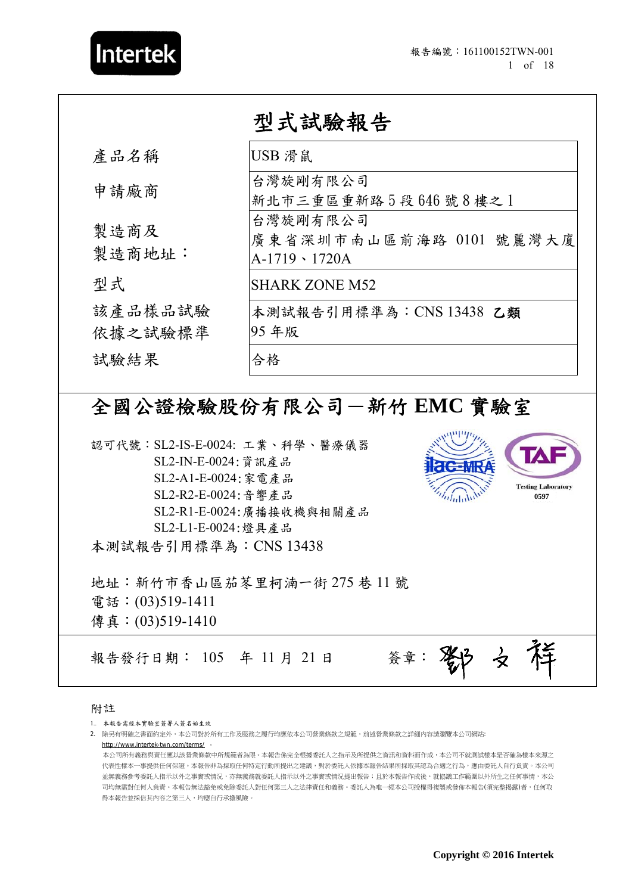報告編號：161100152TWN-001

# 型式試驗報告

| 產品名稱 | USB 滑鼠 |
|---|---|
| 申請廠商 | 台灣旋剛有限公司<br>新北市三重區重新路 5 段 646 號 8 樓之 1 |
| 製造商及<br>製造商地址： | 台灣旋剛有限公司<br>廣東省深圳市南山區前海路 0101 號麗灣大廈 A-1719、1720A |
| 型式 | SHARK ZONE M52 |
| 該產品樣品試驗<br>依據之試驗標準 | 本測試報告引用標準為：CNS 13438 **乙類**<br>95 年版 |
| 試驗結果 | 合格 |

## 全國公證檢驗股份有限公司－新竹 EMC 實驗室

認可代號：SL2-IS-E-0024: 工業、科學、醫療儀器
SL2-IN-E-0024:資訊產品
SL2-A1-E-0024:家電產品
SL2-R2-E-0024:音響產品
SL2-R1-E-0024:廣播接收機與相關產品
SL2-L1-E-0024:燈具產品

本測試報告引用標準為：CNS 13438

Testing Laboratory
0597

地址：新竹市香山區茄苳里柯湳一街 275 巷 11 號
電話：(03)519-1411
傳真：(03)519-1410

報告發行日期： 105 年 11 月 21 日　　簽章：鄧文祥

附註

1. 本報告需經本實驗室簽署人簽名始生效
2. 除另有明確之書面約定外，本公司對於所有工作及服務之履行均應依本公司營業條款之規範，前述營業條款之詳細內容請瀏覽本公司網站: http://www.intertek-twn.com/terms/ 。

本公司所有義務與責任應以該營業條款中所規範者為限。本報告係完全根據委託人之指示及所提供之資訊和資料而作成，本公司不就測試樣本是否確為樣本來源之代表性樣本一事提供任何保證。本報告非為採取任何特定行動所提出之建議，對於委託人依據本報告結果所採取其認為合適之行為，應由委託人自行負責。本公司並無義務參考委託人指示以外之事實或情況，亦無義務就委託人指示以外之事實或情況提出報告；且於本報告作成後，就協議工作範圍以外所生之任何事情，本公司均無需對任何人負責。本報告無法豁免或免除委託人對任何第三人之法律責任和義務。委託人為唯一經本公司授權得複製或發佈本報告(須完整揭露)者，任何取得本報告並採信其內容之第三人，均應自行承擔風險。

Copyright © 2016 Intertek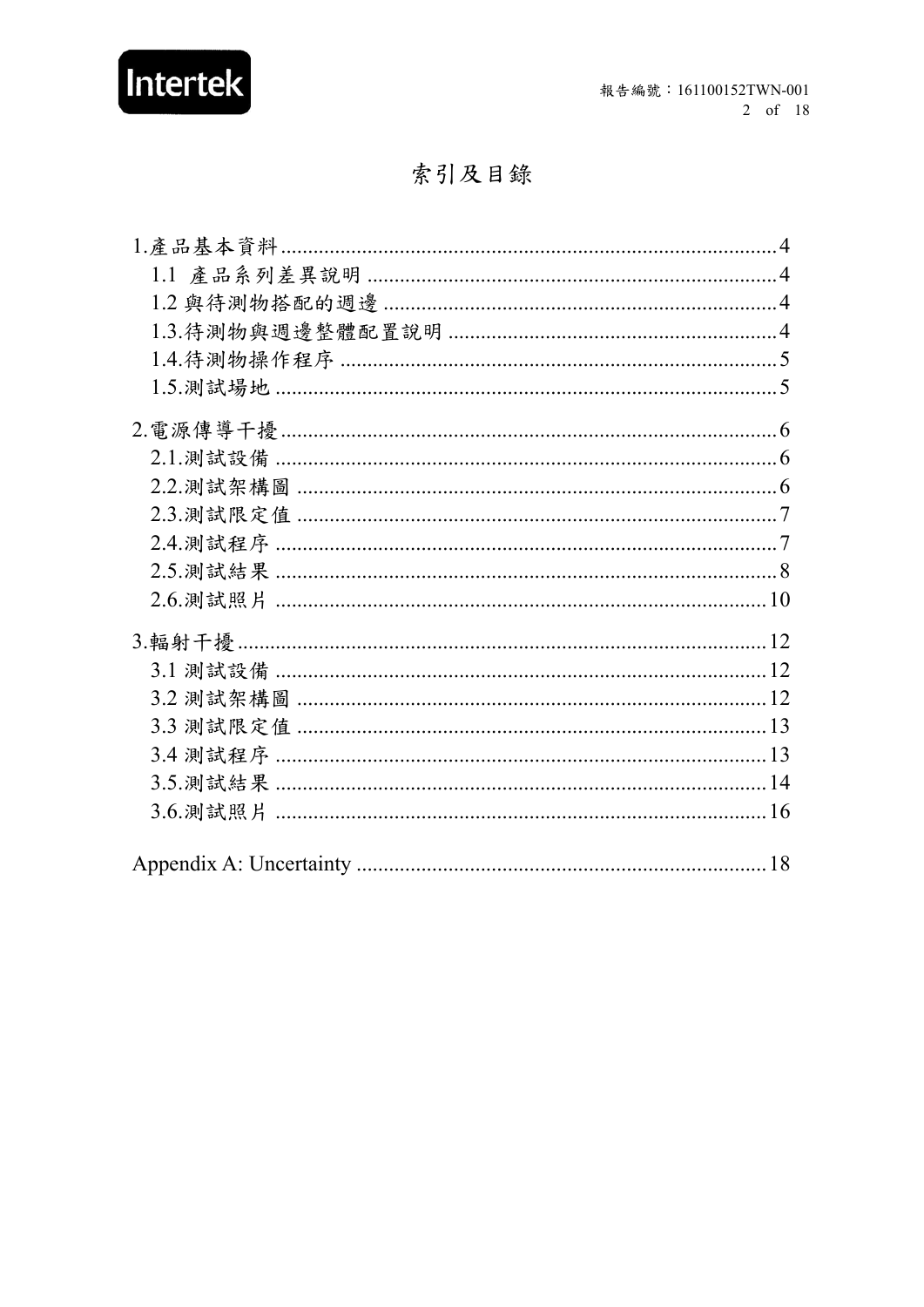# 索引及目錄

1.產品基本資料....................4
  1.1 產品系列差異說明....................4
  1.2 與待測物搭配的週邊....................4
  1.3.待測物與週邊整體配置說明....................4
  1.4.待測物操作程序....................5
  1.5.測試場地....................5

2.電源傳導干擾....................6
  2.1.測試設備....................6
  2.2.測試架構圖....................6
  2.3.測試限定值....................7
  2.4.測試程序....................7
  2.5.測試結果....................8
  2.6.測試照片....................10

3.輻射干擾....................12
  3.1 測試設備....................12
  3.2 測試架構圖....................12
  3.3 測試限定值....................13
  3.4 測試程序....................13
  3.5.測試結果....................14
  3.6.測試照片....................16

Appendix A: Uncertainty....................18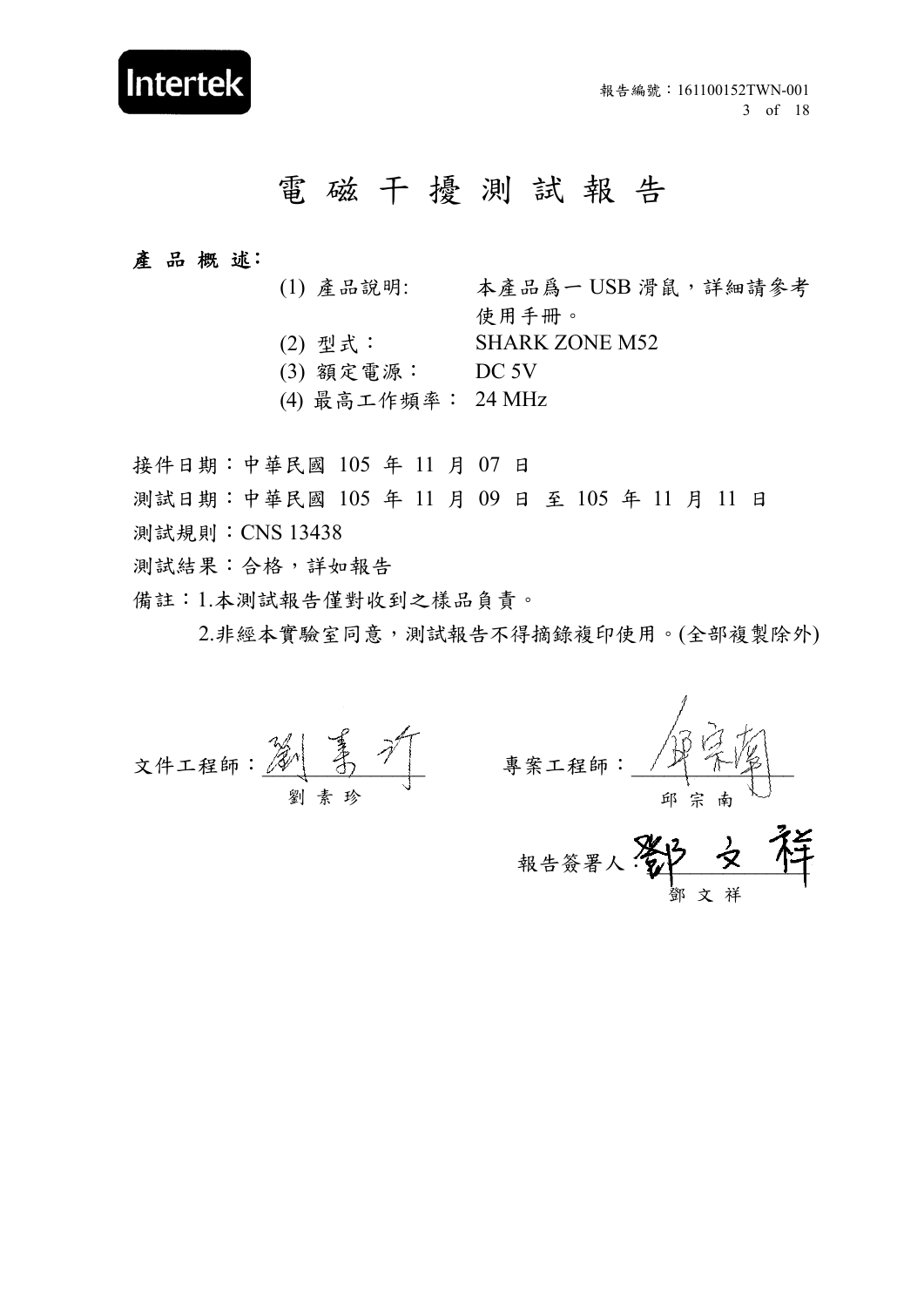# 電 磁 干 擾 測 試 報 告

**產 品 概 述：**

(1) 產品說明: 本產品爲一 USB 滑鼠，詳細請參考使用手冊。
(2) 型式： SHARK ZONE M52
(3) 額定電源： DC 5V
(4) 最高工作頻率： 24 MHz

接件日期：中華民國 105 年 11 月 07 日

測試日期：中華民國 105 年 11 月 09 日 至 105 年 11 月 11 日

測試規則：CNS 13438

測試結果：合格，詳如報告

備註：1.本測試報告僅對收到之樣品負責。

2.非經本實驗室同意，測試報告不得摘錄複印使用。(全部複製除外)

文件工程師：劉 素 珍

專案工程師：邱 宗 南

報告簽署人：鄧 文 祥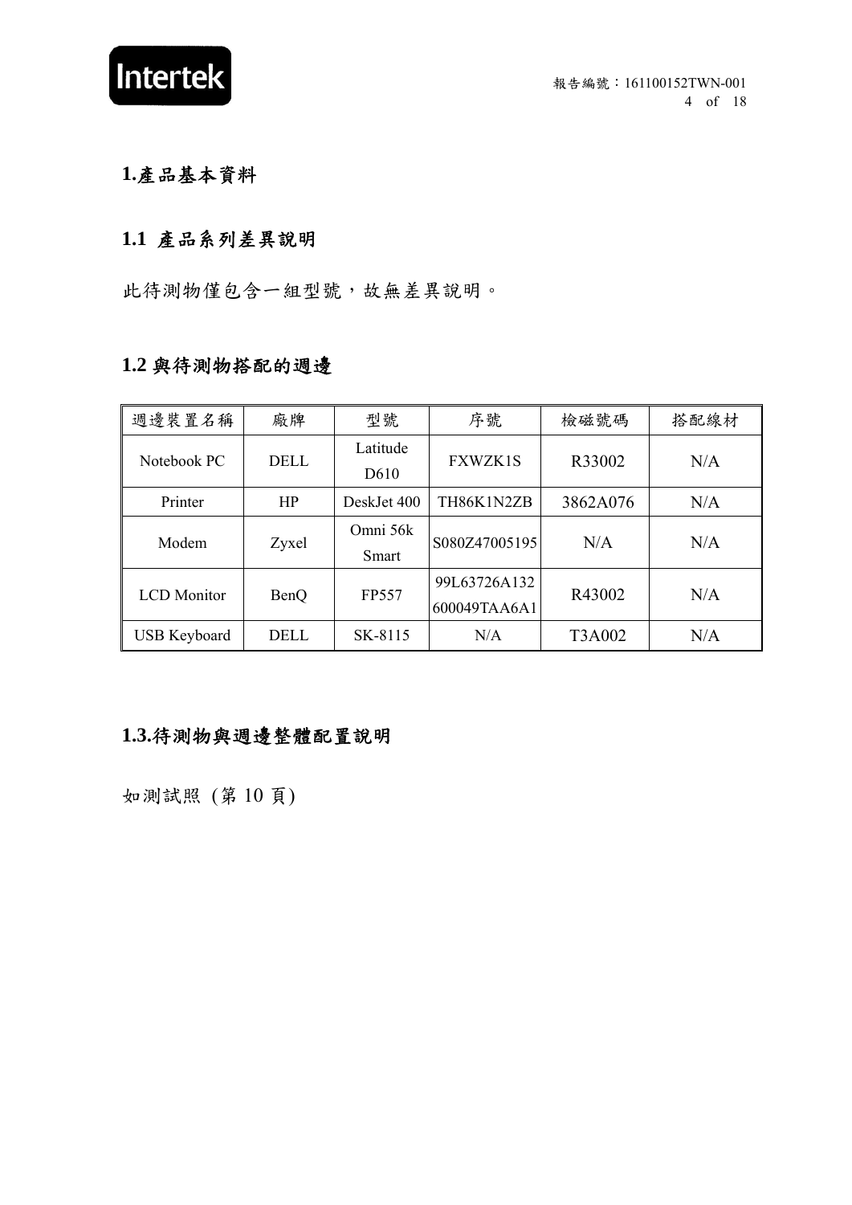# 1.產品基本資料

## 1.1 產品系列差異說明

此待測物僅包含一組型號，故無差異說明。

## 1.2 與待測物搭配的週邊

| 週邊裝置名稱 | 廠牌 | 型號 | 序號 | 檢磁號碼 | 搭配線材 |
|---|---|---|---|---|---|
| Notebook PC | DELL | Latitude D610 | FXWZK1S | R33002 | N/A |
| Printer | HP | DeskJet 400 | TH86K1N2ZB | 3862A076 | N/A |
| Modem | Zyxel | Omni 56k Smart | S080Z47005195 | N/A | N/A |
| LCD Monitor | BenQ | FP557 | 99L63726A132 600049TAA6A1 | R43002 | N/A |
| USB Keyboard | DELL | SK-8115 | N/A | T3A002 | N/A |

## 1.3.待測物與週邊整體配置說明

如測試照 (第 10 頁)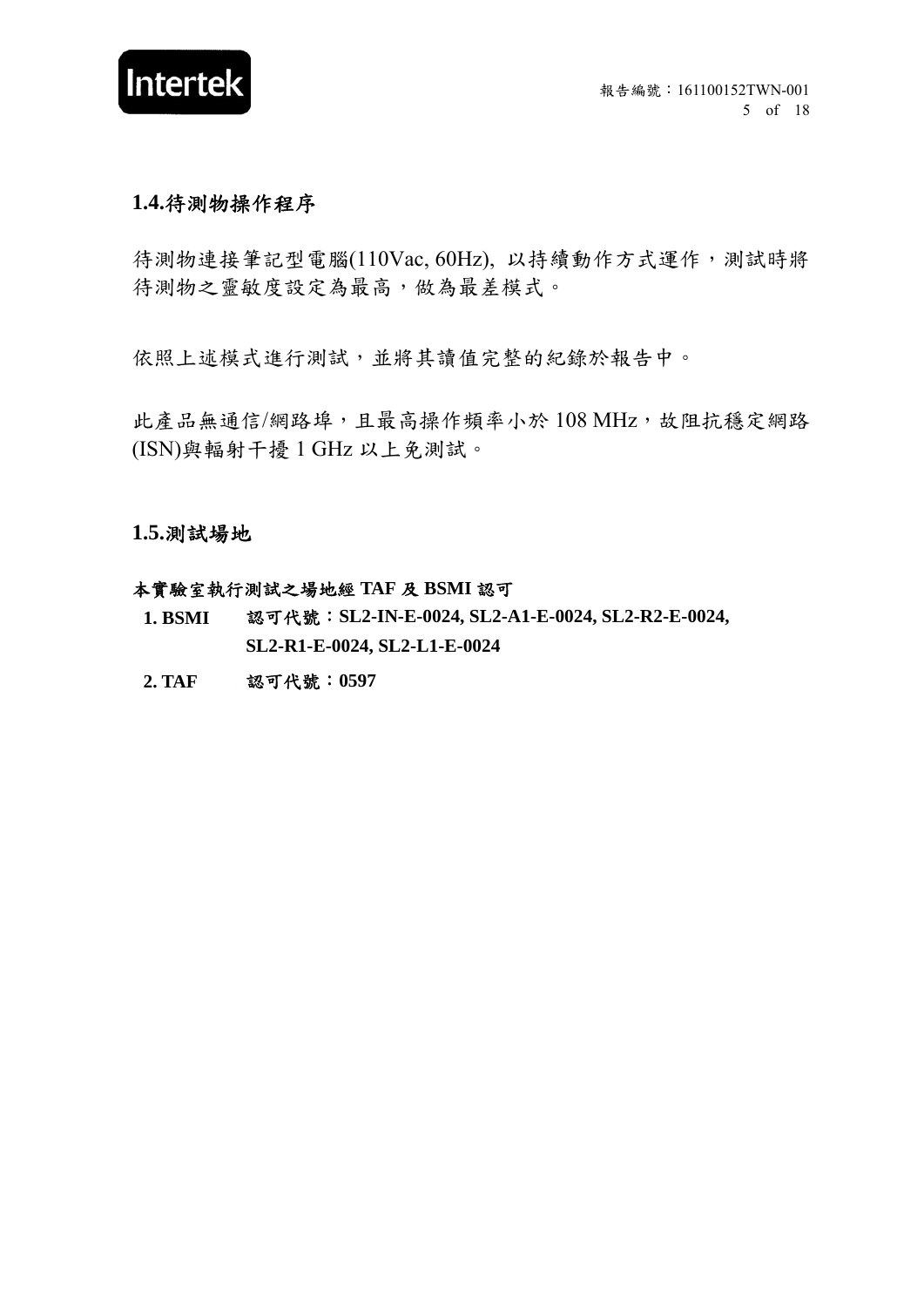## 1.4.待測物操作程序

待測物連接筆記型電腦(110Vac, 60Hz), 以持續動作方式運作，測試時將待測物之靈敏度設定為最高，做為最差模式。

依照上述模式進行測試，並將其讀值完整的紀錄於報告中。

此產品無通信/網路埠，且最高操作頻率小於 108 MHz，故阻抗穩定網路(ISN)與輻射干擾 1 GHz 以上免測試。

## 1.5.測試場地

**本實驗室執行測試之場地經 TAF 及 BSMI 認可**

**1. BSMI** **認可代號：SL2-IN-E-0024, SL2-A1-E-0024, SL2-R2-E-0024, SL2-R1-E-0024, SL2-L1-E-0024**

**2. TAF** **認可代號：0597**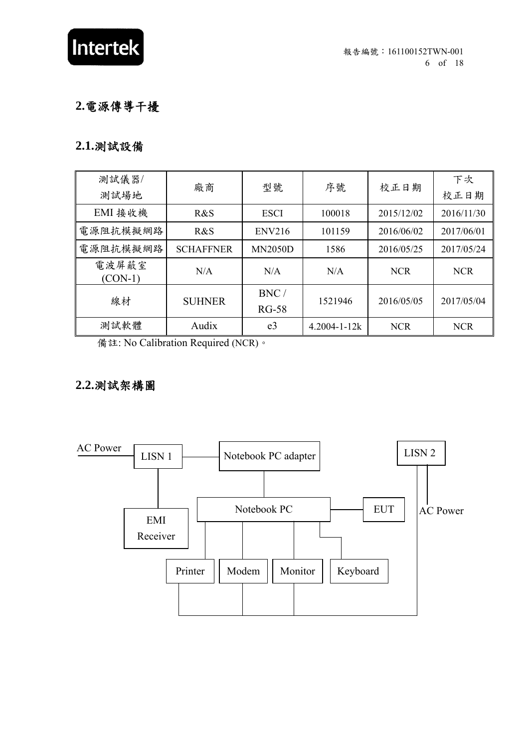## 2.電源傳導干擾

### 2.1.測試設備

| 測試儀器/<br>測試場地 | 廠商 | 型號 | 序號 | 校正日期 | 下次<br>校正日期 |
|---|---|---|---|---|---|
| EMI 接收機 | R&S | ESCI | 100018 | 2015/12/02 | 2016/11/30 |
| 電源阻抗模擬網路 | R&S | ENV216 | 101159 | 2016/06/02 | 2017/06/01 |
| 電源阻抗模擬網路 | SCHAFFNER | MN2050D | 1586 | 2016/05/25 | 2017/05/24 |
| 電波屏蔽室<br>(CON-1) | N/A | N/A | N/A | NCR | NCR |
| 線材 | SUHNER | BNC /<br>RG-58 | 1521946 | 2016/05/05 | 2017/05/04 |
| 測試軟體 | Audix | e3 | 4.2004-1-12k | NCR | NCR |

備註: No Calibration Required (NCR)。

### 2.2.測試架構圖

AC Power, LISN 1, Notebook PC adapter, LISN 2, EMI Receiver, Notebook PC, EUT, AC Power, Printer, Modem, Monitor, Keyboard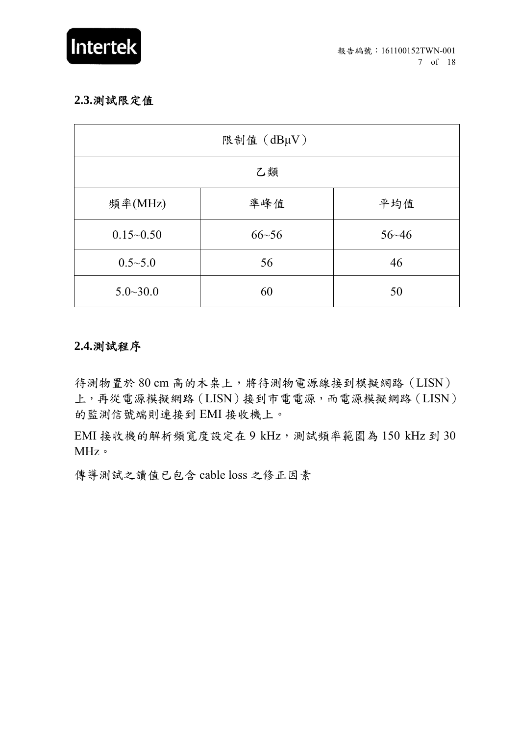## 2.3.測試限定值

| 限制值（dBμV） | | |
|---|---|---|
| 乙類 | | |
| 頻率(MHz) | 準峰值 | 平均值 |
| 0.15~0.50 | 66~56 | 56~46 |
| 0.5~5.0 | 56 | 46 |
| 5.0~30.0 | 60 | 50 |

## 2.4.測試程序

待測物置於 80 cm 高的木桌上，將待測物電源線接到模擬網路（LISN）上，再從電源模擬網路（LISN）接到市電電源，而電源模擬網路（LISN）的監測信號端則連接到 EMI 接收機上。

EMI 接收機的解析頻寬度設定在 9 kHz，測試頻率範圍為 150 kHz 到 30 MHz。

傳導測試之讀值已包含 cable loss 之修正因素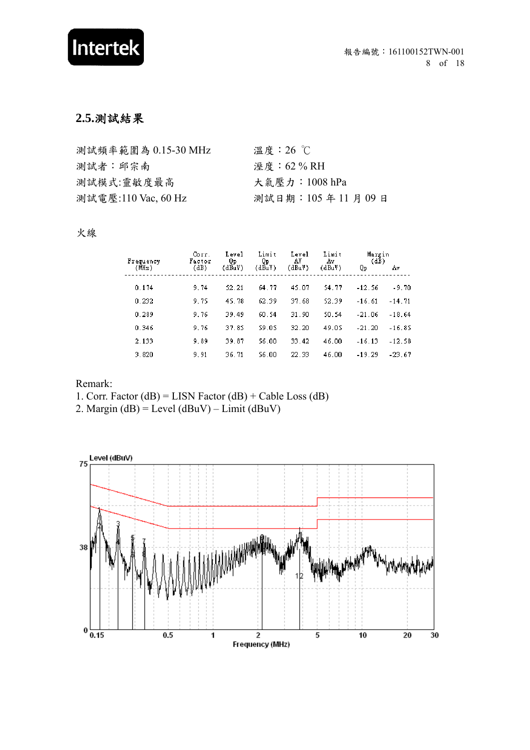## 2.5.測試結果

| | |
|---|---|
| 測試頻率範圍為 0.15-30 MHz | 溫度：26 ℃ |
| 測試者：邱宗南 | 溼度：62 % RH |
| 測試模式:靈敏度最高 | 大氣壓力：1008 hPa |
| 測試電壓:110 Vac, 60 Hz | 測試日期：105 年 11 月 09 日 |

火線

| Frequency (MHz) | Corr. Factor (dB) | Level Qp (dBuV) | Limit Qp (dBuV) | Level AV (dBuV) | Limit Av (dBuV) | Margin (dB) Qp | Margin (dB) Av |
|---|---|---|---|---|---|---|---|
| 0.174 | 9.74 | 52.21 | 64.77 | 45.07 | 54.77 | -12.56 | -9.70 |
| 0.232 | 9.75 | 45.78 | 62.39 | 37.68 | 52.39 | -16.61 | -14.71 |
| 0.289 | 9.76 | 39.49 | 60.54 | 31.90 | 50.54 | -21.06 | -18.64 |
| 0.346 | 9.76 | 37.85 | 59.05 | 32.20 | 49.05 | -21.20 | -16.85 |
| 2.133 | 9.89 | 39.87 | 56.00 | 33.42 | 46.00 | -16.13 | -12.58 |
| 3.820 | 9.91 | 36.71 | 56.00 | 22.33 | 46.00 | -19.29 | -23.67 |

Remark:

1. Corr. Factor (dB) = LISN Factor (dB) + Cable Loss (dB)
2. Margin (dB) = Level (dBuV) – Limit (dBuV)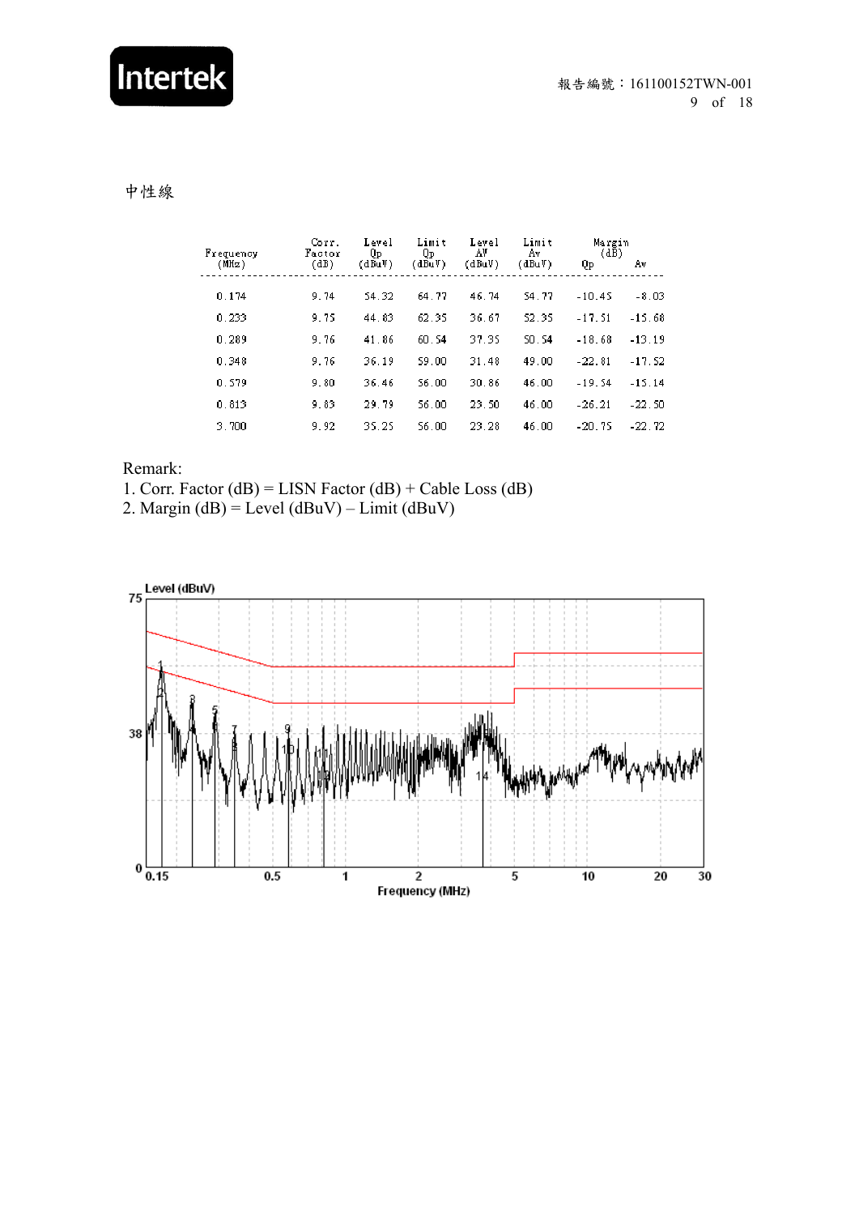中性線

| Frequency (MHz) | Corr. Factor (dB) | Level Qp (dBuV) | Limit Qp (dBuV) | Level AV (dBuV) | Limit Av (dBuV) | Margin (dB) Qp | Margin (dB) Av |
|---|---|---|---|---|---|---|---|
| 0.174 | 9.74 | 54.32 | 64.77 | 46.74 | 54.77 | -10.45 | -8.03 |
| 0.233 | 9.75 | 44.83 | 62.35 | 36.67 | 52.35 | -17.51 | -15.68 |
| 0.289 | 9.76 | 41.86 | 60.54 | 37.35 | 50.54 | -18.68 | -13.19 |
| 0.348 | 9.76 | 36.19 | 59.00 | 31.48 | 49.00 | -22.81 | -17.52 |
| 0.579 | 9.80 | 36.46 | 56.00 | 30.86 | 46.00 | -19.54 | -15.14 |
| 0.813 | 9.83 | 29.79 | 56.00 | 23.50 | 46.00 | -26.21 | -22.50 |
| 3.700 | 9.92 | 35.25 | 56.00 | 23.28 | 46.00 | -20.75 | -22.72 |

Remark:

1. Corr. Factor (dB) = LISN Factor (dB) + Cable Loss (dB)
2. Margin (dB) = Level (dBuV) – Limit (dBuV)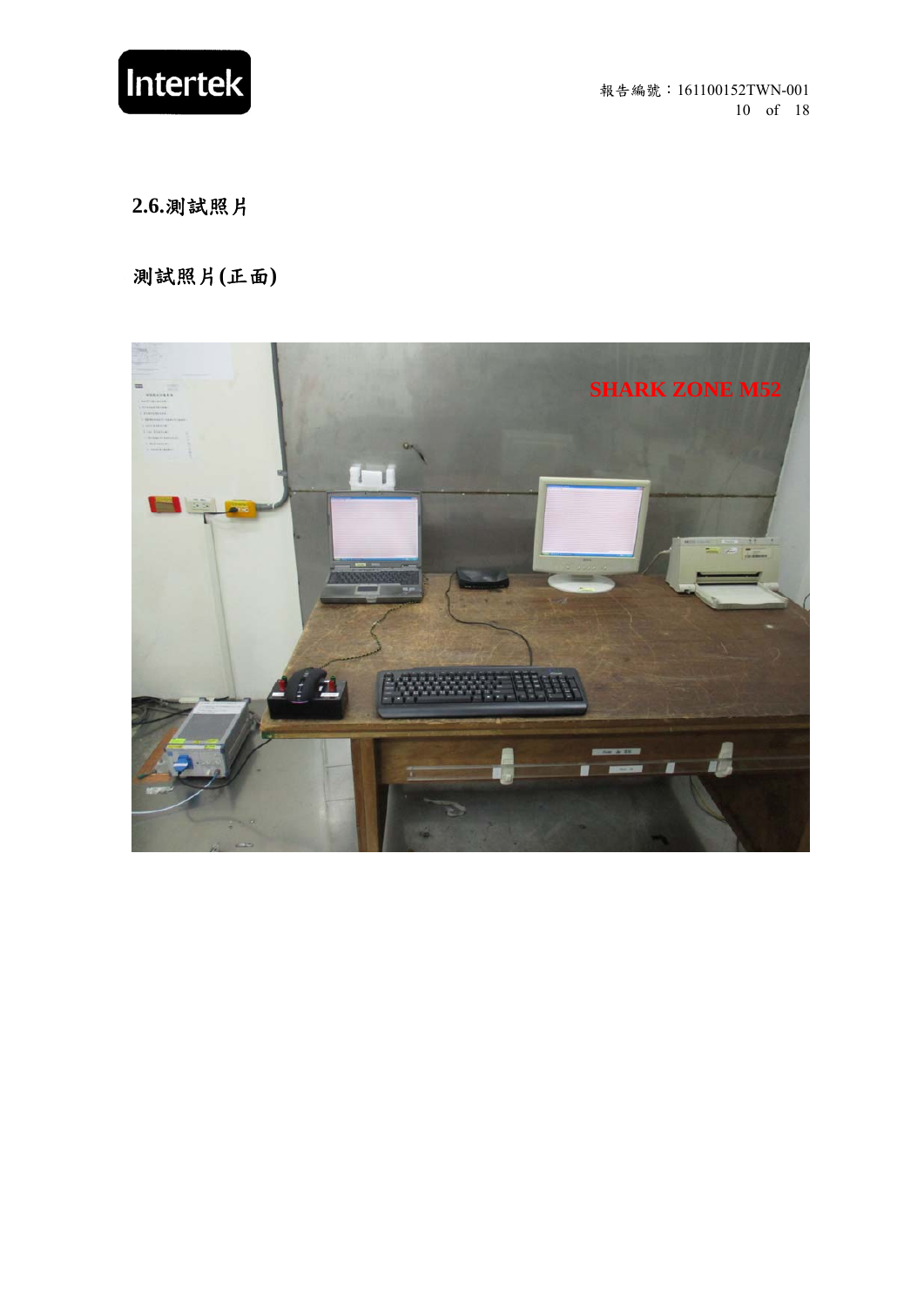## 2.6.測試照片

### 測試照片(正面)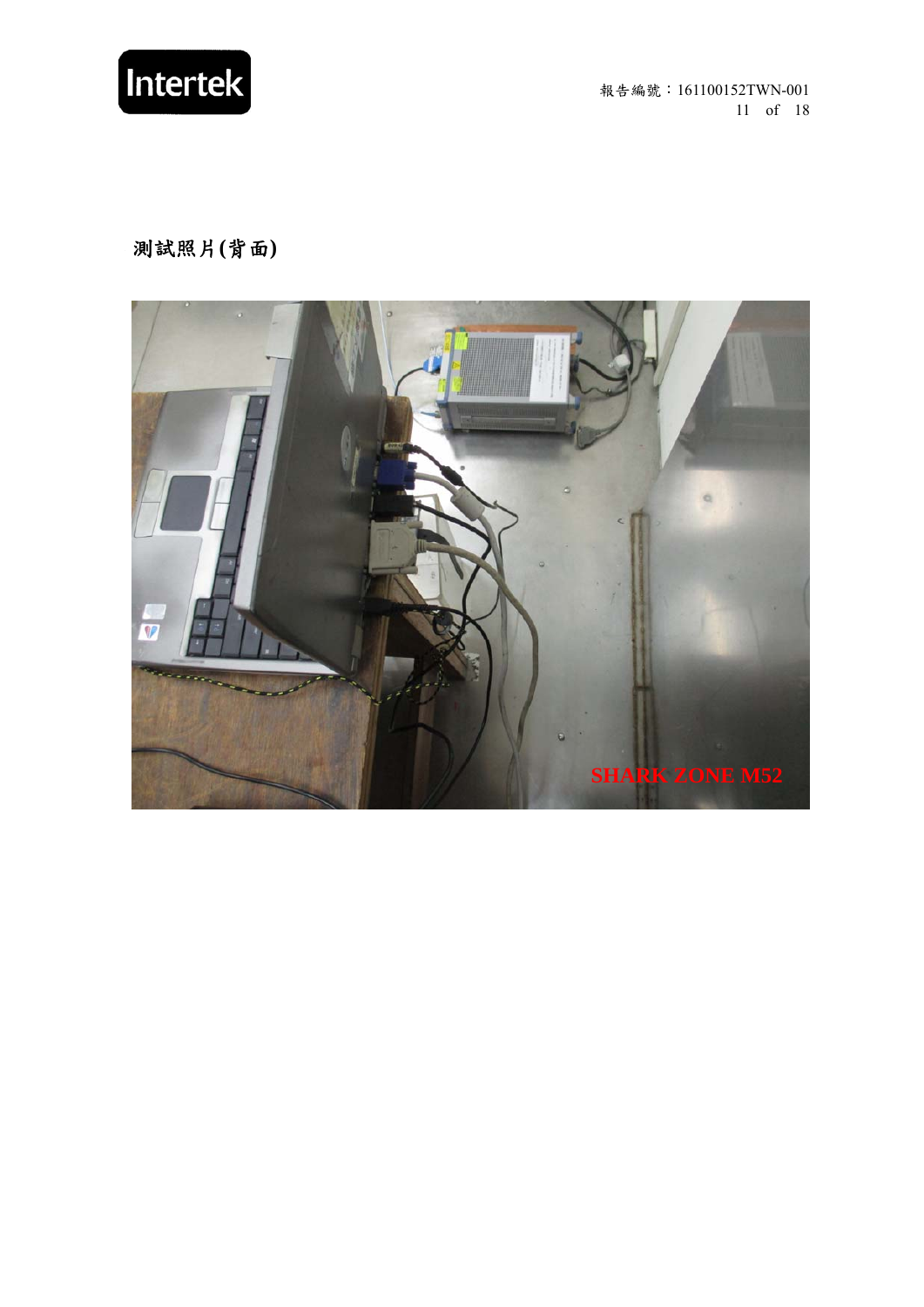測試照片(背面)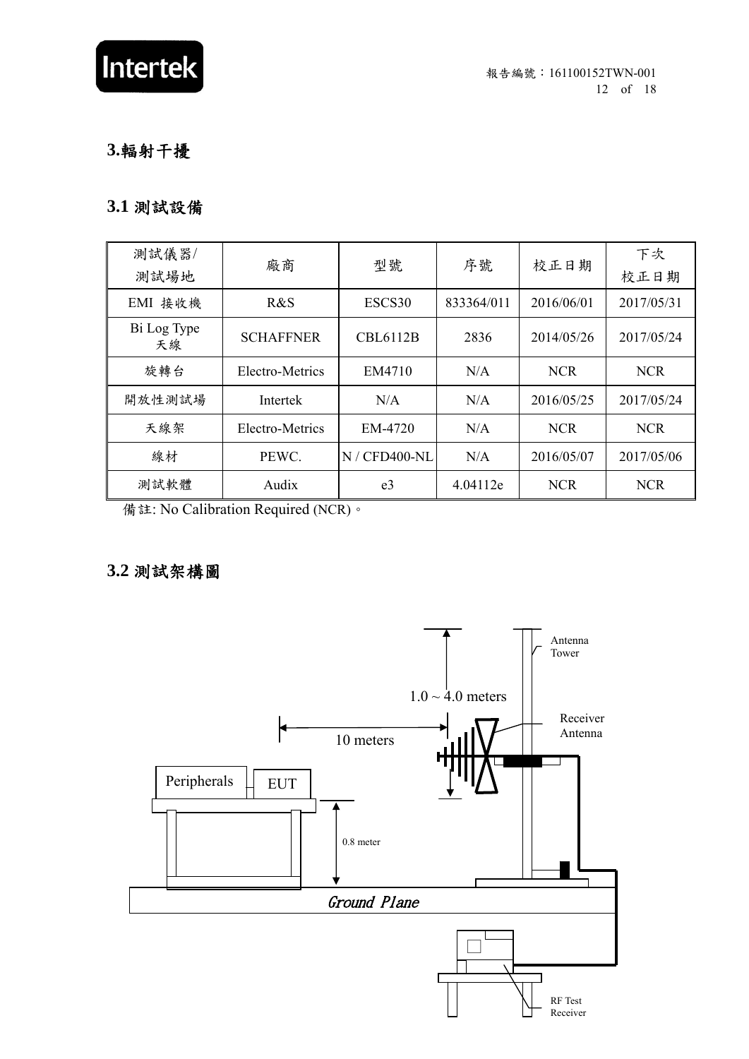## 3.輻射干擾

### 3.1 測試設備

| 測試儀器/測試場地 | 廠商 | 型號 | 序號 | 校正日期 | 下次校正日期 |
|---|---|---|---|---|---|
| EMI 接收機 | R&S | ESCS30 | 833364/011 | 2016/06/01 | 2017/05/31 |
| Bi Log Type 天線 | SCHAFFNER | CBL6112B | 2836 | 2014/05/26 | 2017/05/24 |
| 旋轉台 | Electro-Metrics | EM4710 | N/A | NCR | NCR |
| 開放性測試場 | Intertek | N/A | N/A | 2016/05/25 | 2017/05/24 |
| 天線架 | Electro-Metrics | EM-4720 | N/A | NCR | NCR |
| 線材 | PEWC. | N / CFD400-NL | N/A | 2016/05/07 | 2017/05/06 |
| 測試軟體 | Audix | e3 | 4.04112e | NCR | NCR |

備註: No Calibration Required (NCR)。

### 3.2 測試架構圖

Antenna Tower

1.0 ~ 4.0 meters

Receiver Antenna

10 meters

Peripherals

EUT

0.8 meter

Ground Plane

RF Test Receiver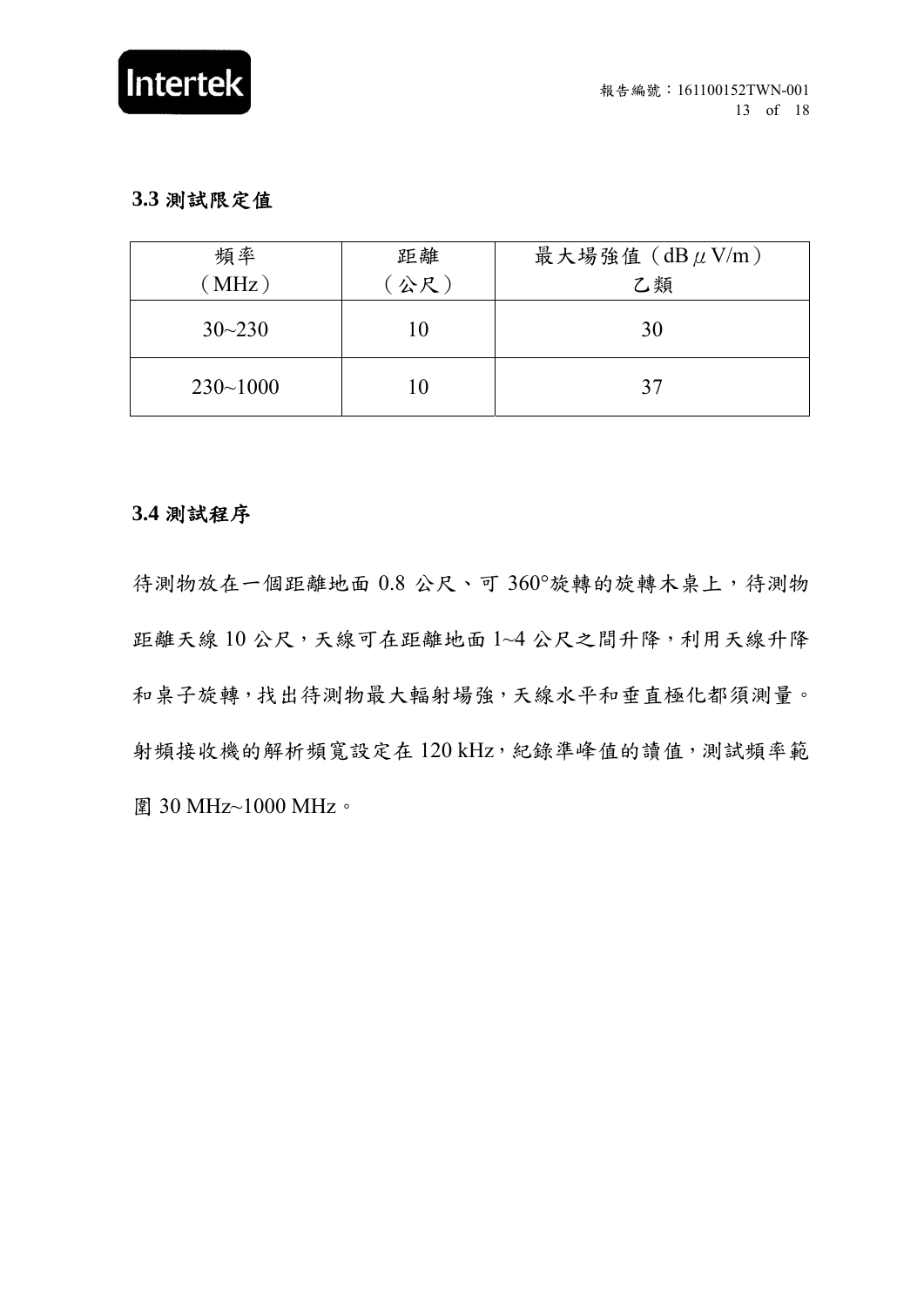### 3.3 測試限定值

| 頻率<br>（MHz） | 距離<br>（公尺） | 最大場強值（dB μV/m）<br>乙類 |
| --- | --- | --- |
| 30~230 | 10 | 30 |
| 230~1000 | 10 | 37 |

### 3.4 測試程序

待測物放在一個距離地面 0.8 公尺、可 360°旋轉的旋轉木桌上，待測物距離天線 10 公尺，天線可在距離地面 1~4 公尺之間升降，利用天線升降和桌子旋轉，找出待測物最大輻射場強，天線水平和垂直極化都須測量。射頻接收機的解析頻寬設定在 120 kHz，紀錄準峰值的讀值，測試頻率範圍 30 MHz~1000 MHz。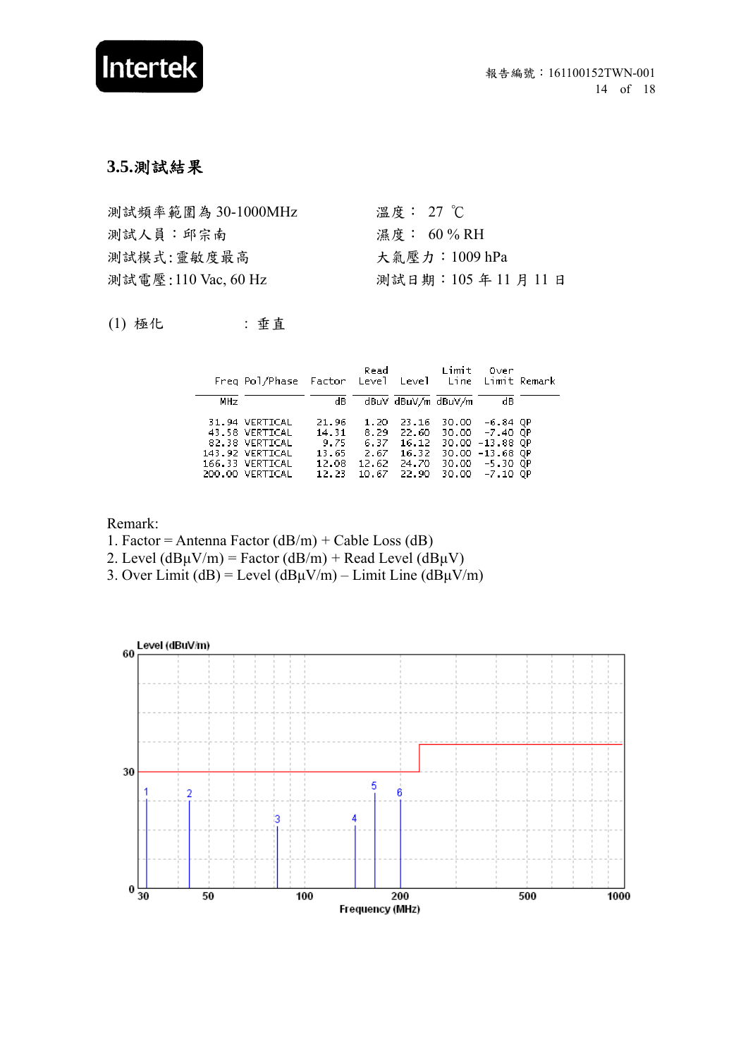### 3.5.測試結果

| | |
|---|---|
| 測試頻率範圍為 30-1000MHz | 溫度： 27 ℃ |
| 測試人員：邱宗南 | 濕度： 60 % RH |
| 測試模式:靈敏度最高 | 大氣壓力：1009 hPa |
| 測試電壓:110 Vac, 60 Hz | 測試日期：105 年 11 月 11 日 |

(1) 極化　　　　：垂直

| Freq | Pol/Phase | Factor | Read Level | Level | Limit Line | Over Limit | Remark |
|---|---|---|---|---|---|---|---|
| MHz | | dB | dBuV | dBuV/m | dBuV/m | dB | |
| 31.94 | VERTICAL | 21.96 | 1.20 | 23.16 | 30.00 | -6.84 | QP |
| 43.58 | VERTICAL | 14.31 | 8.29 | 22.60 | 30.00 | -7.40 | QP |
| 82.38 | VERTICAL | 9.75 | 6.37 | 16.12 | 30.00 | -13.88 | QP |
| 143.92 | VERTICAL | 13.65 | 2.67 | 16.32 | 30.00 | -13.68 | QP |
| 166.33 | VERTICAL | 12.08 | 12.62 | 24.70 | 30.00 | -5.30 | QP |
| 200.00 | VERTICAL | 12.23 | 10.67 | 22.90 | 30.00 | -7.10 | QP |

Remark:
1. Factor = Antenna Factor (dB/m) + Cable Loss (dB)
2. Level (dBμV/m) = Factor (dB/m) + Read Level (dBμV)
3. Over Limit (dB) = Level (dBμV/m) – Limit Line (dBμV/m)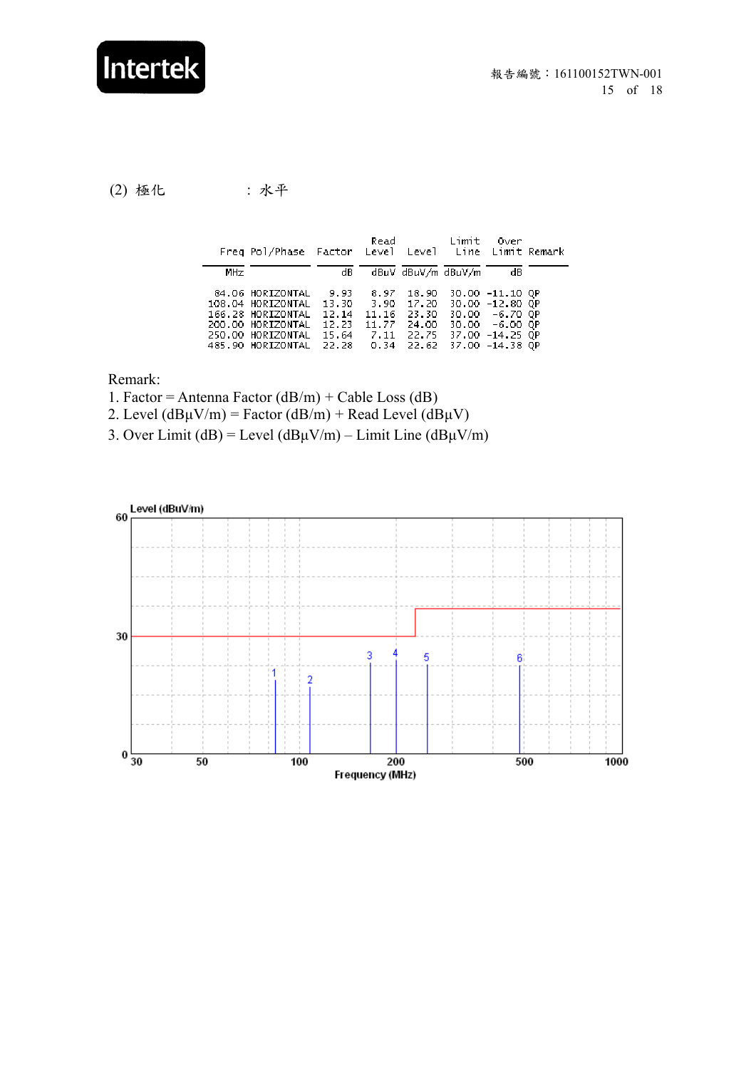(2) 極化　　　　　：水平

| Freq | Pol/Phase | Factor | Read Level | Level | Limit Line | Over Limit | Remark |
|---|---|---|---|---|---|---|---|
| MHz | | dB | dBuV | dBuV/m | dBuV/m | dB | |
| 84.06 | HORIZONTAL | 9.93 | 8.97 | 18.90 | 30.00 | -11.10 | QP |
| 108.04 | HORIZONTAL | 13.30 | 3.90 | 17.20 | 30.00 | -12.80 | QP |
| 166.28 | HORIZONTAL | 12.14 | 11.16 | 23.30 | 30.00 | -6.70 | QP |
| 200.00 | HORIZONTAL | 12.23 | 11.77 | 24.00 | 30.00 | -6.00 | QP |
| 250.00 | HORIZONTAL | 15.64 | 7.11 | 22.75 | 37.00 | -14.25 | QP |
| 485.90 | HORIZONTAL | 22.28 | 0.34 | 22.62 | 37.00 | -14.38 | QP |

Remark:

1. Factor = Antenna Factor (dB/m) + Cable Loss (dB)
2. Level (dBµV/m) = Factor (dB/m) + Read Level (dBµV)
3. Over Limit (dB) = Level (dBµV/m) – Limit Line (dBµV/m)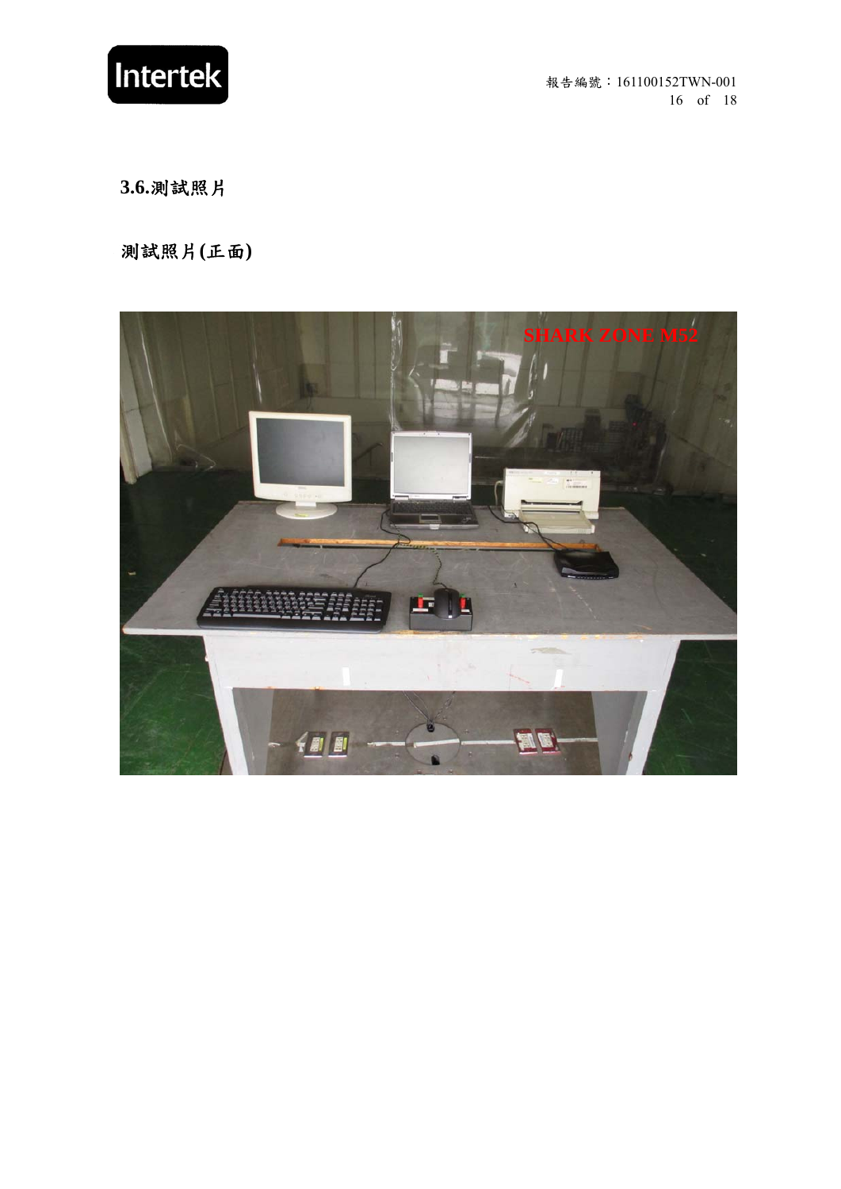## 3.6.測試照片

### 測試照片(正面)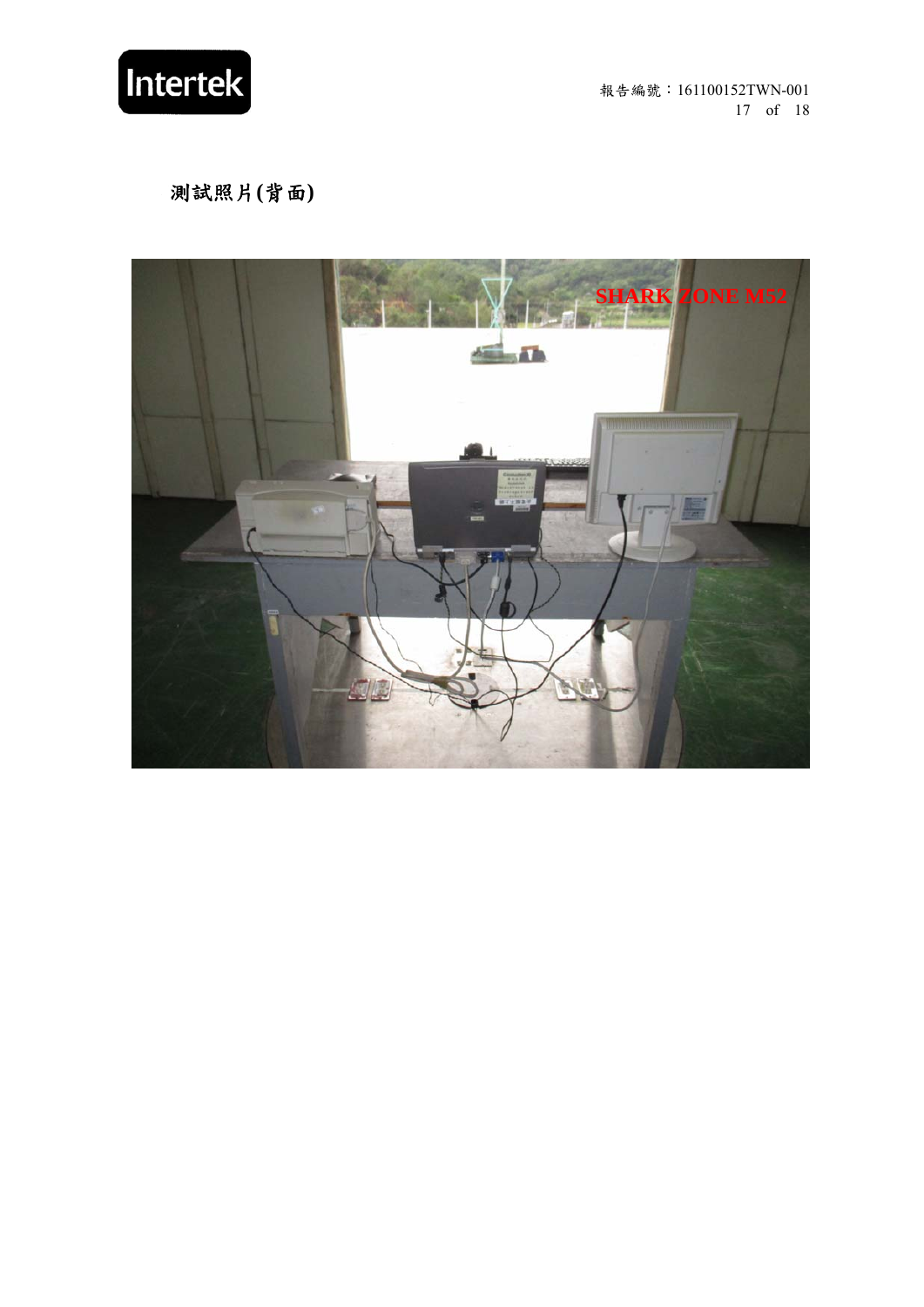## 測試照片(背面)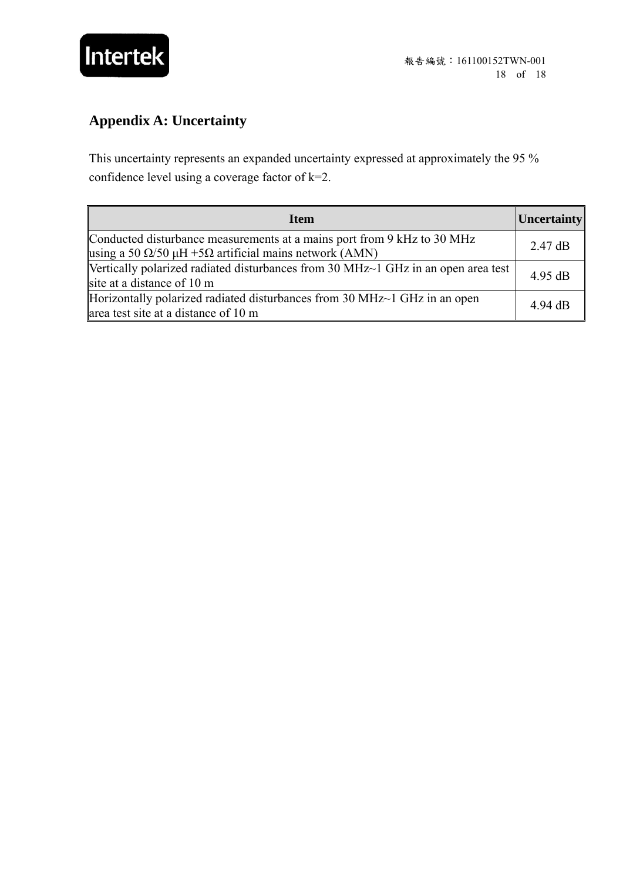## Appendix A: Uncertainty

This uncertainty represents an expanded uncertainty expressed at approximately the 95 % confidence level using a coverage factor of k=2.

| Item | Uncertainty |
|---|---|
| Conducted disturbance measurements at a mains port from 9 kHz to 30 MHz using a 50 Ω/50 μH +5Ω artificial mains network (AMN) | 2.47 dB |
| Vertically polarized radiated disturbances from 30 MHz~1 GHz in an open area test site at a distance of 10 m | 4.95 dB |
| Horizontally polarized radiated disturbances from 30 MHz~1 GHz in an open area test site at a distance of 10 m | 4.94 dB |